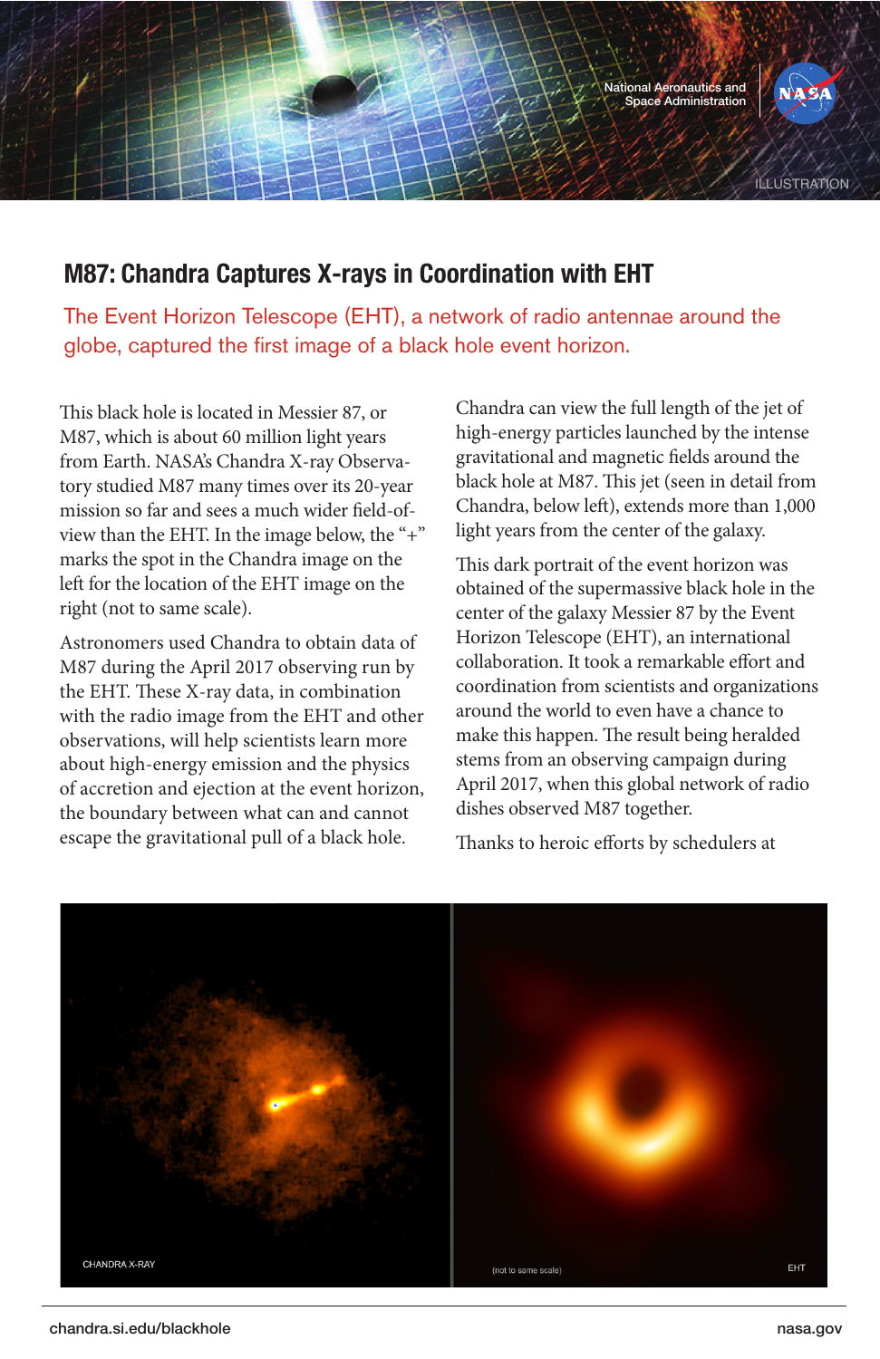# M87: Chandra Captures X-rays in Coordination with EHT

The Event Horizon Telescope (EHT), a network of radio antennae around the globe, captured the first image of a black hole event horizon.

This black hole is located in Messier 87, or M87, which is about 60 million light years from Earth. NASA's Chandra X-ray Observatory studied M87 many times over its 20-year mission so far and sees a much wider field-of-view than the EHT. In the image below, the "+" marks the spot in the Chandra image on the left for the location of the EHT image on the right (not to same scale).

Astronomers used Chandra to obtain data of M87 during the April 2017 observing run by the EHT. These X-ray data, in combination with the radio image from the EHT and other observations, will help scientists learn more about high-energy emission and the physics of accretion and ejection at the event horizon, the boundary between what can and cannot escape the gravitational pull of a black hole.

Chandra can view the full length of the jet of high-energy particles launched by the intense gravitational and magnetic fields around the black hole at M87. This jet (seen in detail from Chandra, below left), extends more than 1,000 light years from the center of the galaxy.

This dark portrait of the event horizon was obtained of the supermassive black hole in the center of the galaxy Messier 87 by the Event Horizon Telescope (EHT), an international collaboration. It took a remarkable effort and coordination from scientists and organizations around the world to even have a chance to make this happen. The result being heralded stems from an observing campaign during April 2017, when this global network of radio dishes observed M87 together.

Thanks to heroic efforts by schedulers at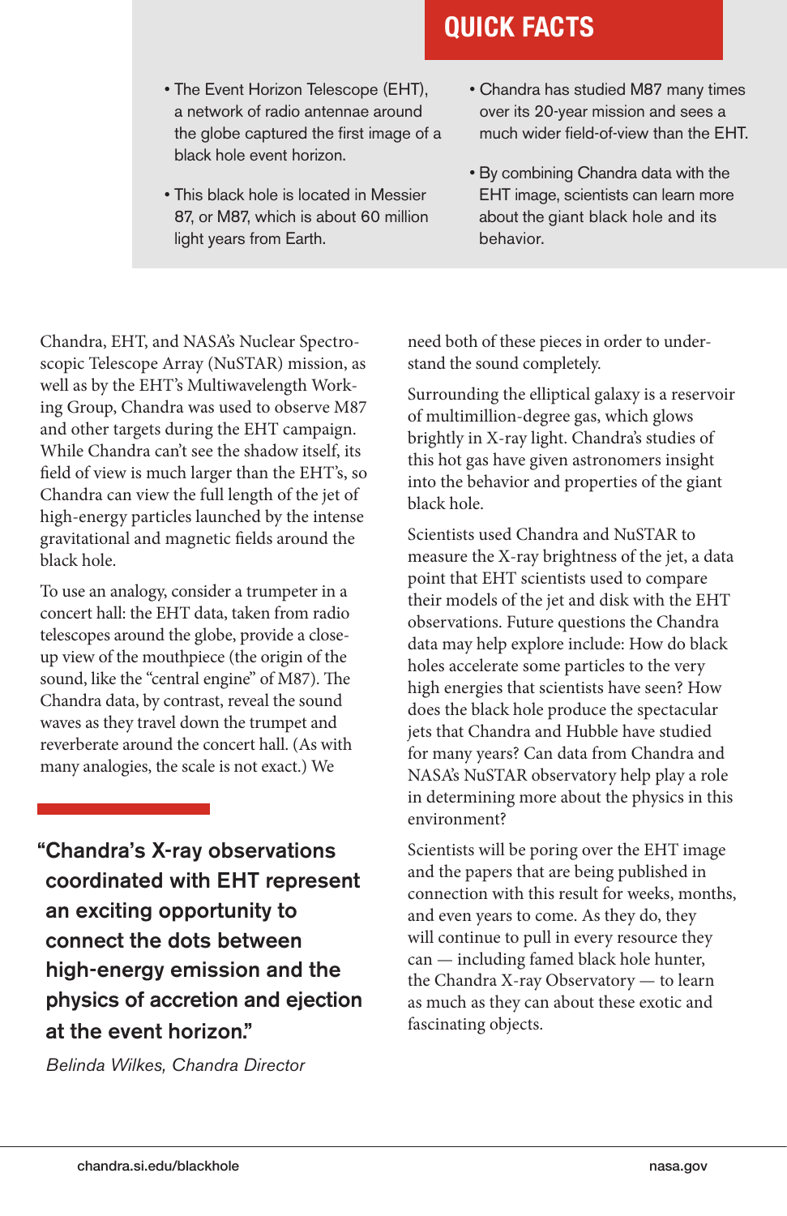## QUICK FACTS

- The Event Horizon Telescope (EHT), a network of radio antennae around the globe captured the first image of a black hole event horizon.
- This black hole is located in Messier 87, or M87, which is about 60 million light years from Earth.
- Chandra has studied M87 many times over its 20-year mission and sees a much wider field-of-view than the EHT.
- By combining Chandra data with the EHT image, scientists can learn more about the giant black hole and its behavior.

Chandra, EHT, and NASA's Nuclear Spectroscopic Telescope Array (NuSTAR) mission, as well as by the EHT's Multiwavelength Working Group, Chandra was used to observe M87 and other targets during the EHT campaign. While Chandra can't see the shadow itself, its field of view is much larger than the EHT's, so Chandra can view the full length of the jet of high-energy particles launched by the intense gravitational and magnetic fields around the black hole.

To use an analogy, consider a trumpeter in a concert hall: the EHT data, taken from radio telescopes around the globe, provide a close-up view of the mouthpiece (the origin of the sound, like the "central engine" of M87). The Chandra data, by contrast, reveal the sound waves as they travel down the trumpet and reverberate around the concert hall. (As with many analogies, the scale is not exact.) We need both of these pieces in order to understand the sound completely.

Surrounding the elliptical galaxy is a reservoir of multimillion-degree gas, which glows brightly in X-ray light. Chandra's studies of this hot gas have given astronomers insight into the behavior and properties of the giant black hole.

Scientists used Chandra and NuSTAR to measure the X-ray brightness of the jet, a data point that EHT scientists used to compare their models of the jet and disk with the EHT observations. Future questions the Chandra data may help explore include: How do black holes accelerate some particles to the very high energies that scientists have seen? How does the black hole produce the spectacular jets that Chandra and Hubble have studied for many years? Can data from Chandra and NASA's NuSTAR observatory help play a role in determining more about the physics in this environment?

Scientists will be poring over the EHT image and the papers that are being published in connection with this result for weeks, months, and even years to come. As they do, they will continue to pull in every resource they can — including famed black hole hunter, the Chandra X-ray Observatory — to learn as much as they can about these exotic and fascinating objects.

> **"Chandra's X-ray observations coordinated with EHT represent an exciting opportunity to connect the dots between high-energy emission and the physics of accretion and ejection at the event horizon."**
>
> *Belinda Wilkes, Chandra Director*

chandra.si.edu/blackhole

nasa.gov